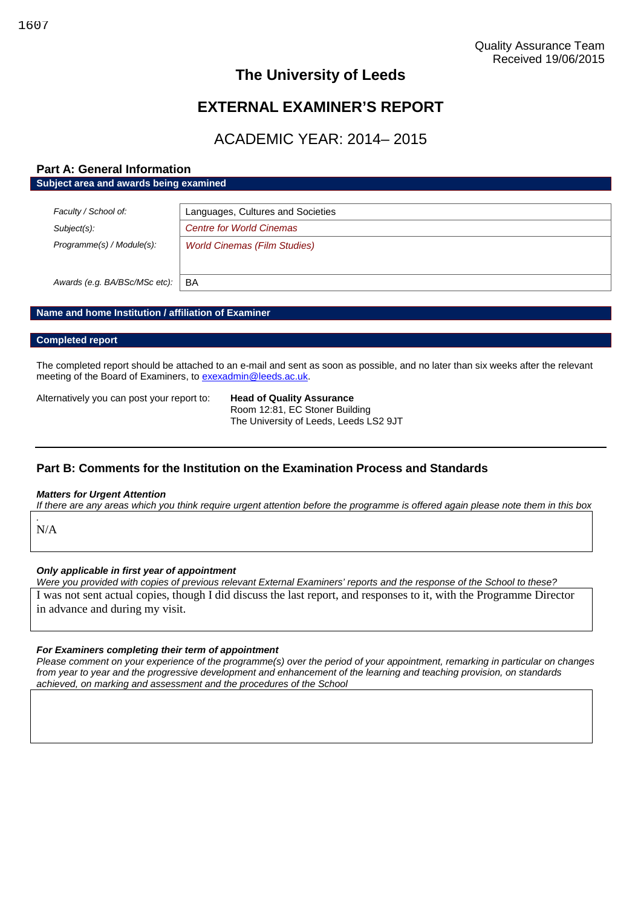Quality Assurance Team
Received 19/06/2015

# The University of Leeds

# EXTERNAL EXAMINER'S REPORT

## ACADEMIC YEAR: 2014– 2015

## Part A: General Information

**Subject area and awards being examined**

| | |
|---|---|
| *Faculty / School of:* | Languages, Cultures and Societies |
| *Subject(s):* | *Centre for World Cinemas* |
| *Programme(s) / Module(s):* | *World Cinemas (Film Studies)* |
| *Awards (e.g. BA/BSc/MSc etc):* | BA |

**Name and home Institution / affiliation of Examiner**

**Completed report**

The completed report should be attached to an e-mail and sent as soon as possible, and no later than six weeks after the relevant meeting of the Board of Examiners, to exexadmin@leeds.ac.uk.

Alternatively you can post your report to:

**Head of Quality Assurance**
Room 12:81, EC Stoner Building
The University of Leeds, Leeds LS2 9JT

## Part B: Comments for the Institution on the Examination Process and Standards

***Matters for Urgent Attention***

*If there are any areas which you think require urgent attention before the programme is offered again please note them in this box*

N/A

***Only applicable in first year of appointment***

*Were you provided with copies of previous relevant External Examiners' reports and the response of the School to these?*

I was not sent actual copies, though I did discuss the last report, and responses to it, with the Programme Director in advance and during my visit.

***For Examiners completing their term of appointment***

*Please comment on your experience of the programme(s) over the period of your appointment, remarking in particular on changes from year to year and the progressive development and enhancement of the learning and teaching provision, on standards achieved, on marking and assessment and the procedures of the School*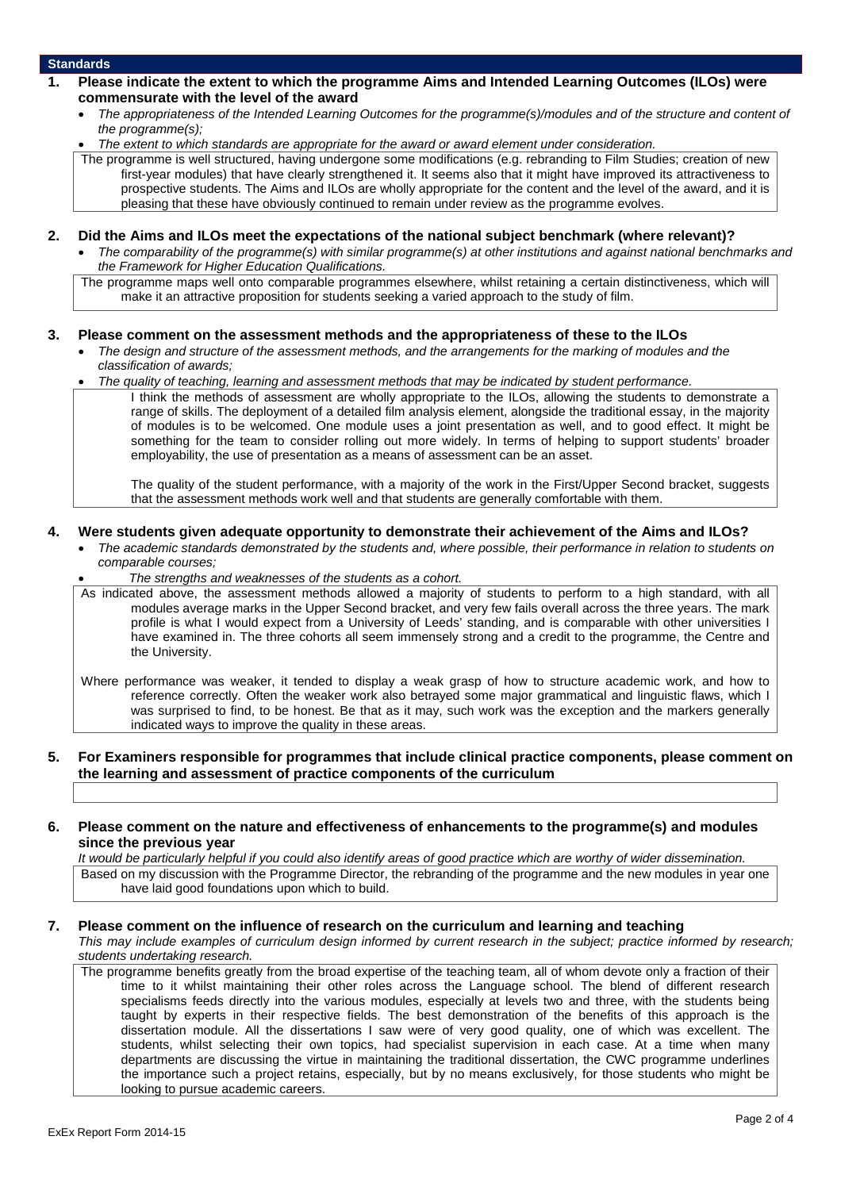## Standards

### 1. Please indicate the extent to which the programme Aims and Intended Learning Outcomes (ILOs) were commensurate with the level of the award

- *The appropriateness of the Intended Learning Outcomes for the programme(s)/modules and of the structure and content of the programme(s);*
- *The extent to which standards are appropriate for the award or award element under consideration.*

The programme is well structured, having undergone some modifications (e.g. rebranding to Film Studies; creation of new first-year modules) that have clearly strengthened it. It seems also that it might have improved its attractiveness to prospective students. The Aims and ILOs are wholly appropriate for the content and the level of the award, and it is pleasing that these have obviously continued to remain under review as the programme evolves.

### 2. Did the Aims and ILOs meet the expectations of the national subject benchmark (where relevant)?

- *The comparability of the programme(s) with similar programme(s) at other institutions and against national benchmarks and the Framework for Higher Education Qualifications.*

The programme maps well onto comparable programmes elsewhere, whilst retaining a certain distinctiveness, which will make it an attractive proposition for students seeking a varied approach to the study of film.

### 3. Please comment on the assessment methods and the appropriateness of these to the ILOs

- *The design and structure of the assessment methods, and the arrangements for the marking of modules and the classification of awards;*
- *The quality of teaching, learning and assessment methods that may be indicated by student performance.*

I think the methods of assessment are wholly appropriate to the ILOs, allowing the students to demonstrate a range of skills. The deployment of a detailed film analysis element, alongside the traditional essay, in the majority of modules is to be welcomed. One module uses a joint presentation as well, and to good effect. It might be something for the team to consider rolling out more widely. In terms of helping to support students' broader employability, the use of presentation as a means of assessment can be an asset.

The quality of the student performance, with a majority of the work in the First/Upper Second bracket, suggests that the assessment methods work well and that students are generally comfortable with them.

### 4. Were students given adequate opportunity to demonstrate their achievement of the Aims and ILOs?

- *The academic standards demonstrated by the students and, where possible, their performance in relation to students on comparable courses;*
- *The strengths and weaknesses of the students as a cohort.*

As indicated above, the assessment methods allowed a majority of students to perform to a high standard, with all modules average marks in the Upper Second bracket, and very few fails overall across the three years. The mark profile is what I would expect from a University of Leeds' standing, and is comparable with other universities I have examined in. The three cohorts all seem immensely strong and a credit to the programme, the Centre and the University.

Where performance was weaker, it tended to display a weak grasp of how to structure academic work, and how to reference correctly. Often the weaker work also betrayed some major grammatical and linguistic flaws, which I was surprised to find, to be honest. Be that as it may, such work was the exception and the markers generally indicated ways to improve the quality in these areas.

### 5. For Examiners responsible for programmes that include clinical practice components, please comment on the learning and assessment of practice components of the curriculum

### 6. Please comment on the nature and effectiveness of enhancements to the programme(s) and modules since the previous year

*It would be particularly helpful if you could also identify areas of good practice which are worthy of wider dissemination.*

Based on my discussion with the Programme Director, the rebranding of the programme and the new modules in year one have laid good foundations upon which to build.

### 7. Please comment on the influence of research on the curriculum and learning and teaching

*This may include examples of curriculum design informed by current research in the subject; practice informed by research; students undertaking research.*

The programme benefits greatly from the broad expertise of the teaching team, all of whom devote only a fraction of their time to it whilst maintaining their other roles across the Language school. The blend of different research specialisms feeds directly into the various modules, especially at levels two and three, with the students being taught by experts in their respective fields. The best demonstration of the benefits of this approach is the dissertation module. All the dissertations I saw were of very good quality, one of which was excellent. The students, whilst selecting their own topics, had specialist supervision in each case. At a time when many departments are discussing the virtue in maintaining the traditional dissertation, the CWC programme underlines the importance such a project retains, especially, but by no means exclusively, for those students who might be looking to pursue academic careers.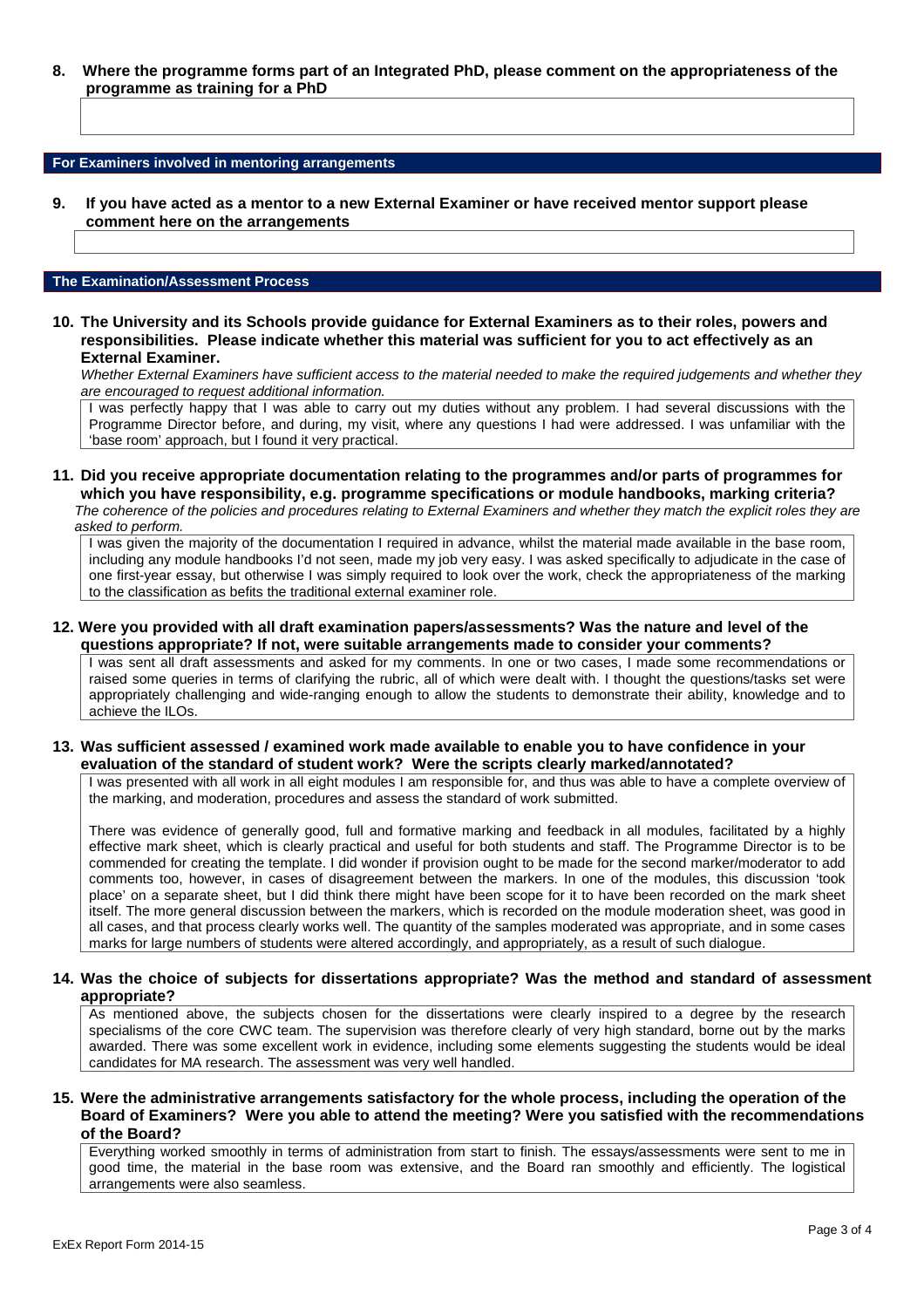**8. Where the programme forms part of an Integrated PhD, please comment on the appropriateness of the programme as training for a PhD**

## For Examiners involved in mentoring arrangements

**9. If you have acted as a mentor to a new External Examiner or have received mentor support please comment here on the arrangements**

## The Examination/Assessment Process

**10. The University and its Schools provide guidance for External Examiners as to their roles, powers and responsibilities. Please indicate whether this material was sufficient for you to act effectively as an External Examiner.**

*Whether External Examiners have sufficient access to the material needed to make the required judgements and whether they are encouraged to request additional information.*

I was perfectly happy that I was able to carry out my duties without any problem. I had several discussions with the Programme Director before, and during, my visit, where any questions I had were addressed. I was unfamiliar with the 'base room' approach, but I found it very practical.

**11. Did you receive appropriate documentation relating to the programmes and/or parts of programmes for which you have responsibility, e.g. programme specifications or module handbooks, marking criteria?**

*The coherence of the policies and procedures relating to External Examiners and whether they match the explicit roles they are asked to perform.*

I was given the majority of the documentation I required in advance, whilst the material made available in the base room, including any module handbooks I'd not seen, made my job very easy. I was asked specifically to adjudicate in the case of one first-year essay, but otherwise I was simply required to look over the work, check the appropriateness of the marking to the classification as befits the traditional external examiner role.

**12. Were you provided with all draft examination papers/assessments? Was the nature and level of the questions appropriate? If not, were suitable arrangements made to consider your comments?**

I was sent all draft assessments and asked for my comments. In one or two cases, I made some recommendations or raised some queries in terms of clarifying the rubric, all of which were dealt with. I thought the questions/tasks set were appropriately challenging and wide-ranging enough to allow the students to demonstrate their ability, knowledge and to achieve the ILOs.

**13. Was sufficient assessed / examined work made available to enable you to have confidence in your evaluation of the standard of student work? Were the scripts clearly marked/annotated?**

I was presented with all work in all eight modules I am responsible for, and thus was able to have a complete overview of the marking, and moderation, procedures and assess the standard of work submitted.

There was evidence of generally good, full and formative marking and feedback in all modules, facilitated by a highly effective mark sheet, which is clearly practical and useful for both students and staff. The Programme Director is to be commended for creating the template. I did wonder if provision ought to be made for the second marker/moderator to add comments too, however, in cases of disagreement between the markers. In one of the modules, this discussion 'took place' on a separate sheet, but I did think there might have been scope for it to have been recorded on the mark sheet itself. The more general discussion between the markers, which is recorded on the module moderation sheet, was good in all cases, and that process clearly works well. The quantity of the samples moderated was appropriate, and in some cases marks for large numbers of students were altered accordingly, and appropriately, as a result of such dialogue.

**14. Was the choice of subjects for dissertations appropriate? Was the method and standard of assessment appropriate?**

As mentioned above, the subjects chosen for the dissertations were clearly inspired to a degree by the research specialisms of the core CWC team. The supervision was therefore clearly of very high standard, borne out by the marks awarded. There was some excellent work in evidence, including some elements suggesting the students would be ideal candidates for MA research. The assessment was very well handled.

**15. Were the administrative arrangements satisfactory for the whole process, including the operation of the Board of Examiners? Were you able to attend the meeting? Were you satisfied with the recommendations of the Board?**

Everything worked smoothly in terms of administration from start to finish. The essays/assessments were sent to me in good time, the material in the base room was extensive, and the Board ran smoothly and efficiently. The logistical arrangements were also seamless.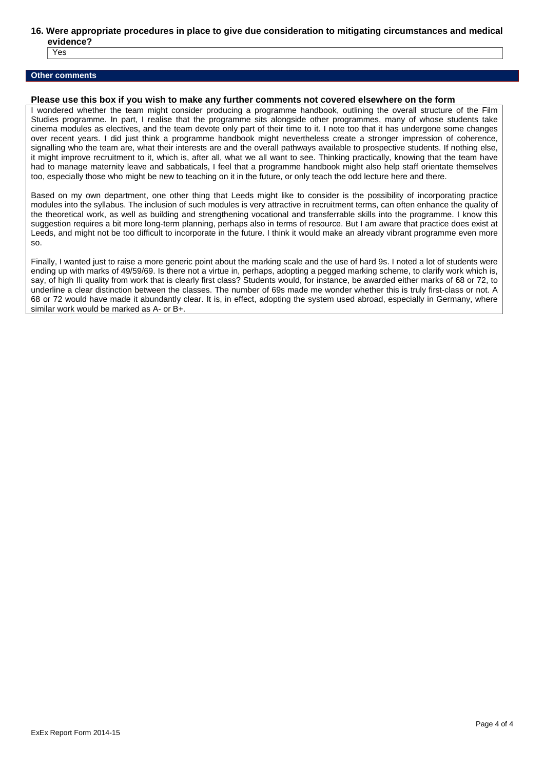**16. Were appropriate procedures in place to give due consideration to mitigating circumstances and medical evidence?**

Yes

## Other comments

**Please use this box if you wish to make any further comments not covered elsewhere on the form**

I wondered whether the team might consider producing a programme handbook, outlining the overall structure of the Film Studies programme. In part, I realise that the programme sits alongside other programmes, many of whose students take cinema modules as electives, and the team devote only part of their time to it. I note too that it has undergone some changes over recent years. I did just think a programme handbook might nevertheless create a stronger impression of coherence, signalling who the team are, what their interests are and the overall pathways available to prospective students. If nothing else, it might improve recruitment to it, which is, after all, what we all want to see. Thinking practically, knowing that the team have had to manage maternity leave and sabbaticals, I feel that a programme handbook might also help staff orientate themselves too, especially those who might be new to teaching on it in the future, or only teach the odd lecture here and there.

Based on my own department, one other thing that Leeds might like to consider is the possibility of incorporating practice modules into the syllabus. The inclusion of such modules is very attractive in recruitment terms, can often enhance the quality of the theoretical work, as well as building and strengthening vocational and transferrable skills into the programme. I know this suggestion requires a bit more long-term planning, perhaps also in terms of resource. But I am aware that practice does exist at Leeds, and might not be too difficult to incorporate in the future. I think it would make an already vibrant programme even more so.

Finally, I wanted just to raise a more generic point about the marking scale and the use of hard 9s. I noted a lot of students were ending up with marks of 49/59/69. Is there not a virtue in, perhaps, adopting a pegged marking scheme, to clarify work which is, say, of high IIi quality from work that is clearly first class? Students would, for instance, be awarded either marks of 68 or 72, to underline a clear distinction between the classes. The number of 69s made me wonder whether this is truly first-class or not. A 68 or 72 would have made it abundantly clear. It is, in effect, adopting the system used abroad, especially in Germany, where similar work would be marked as A- or B+.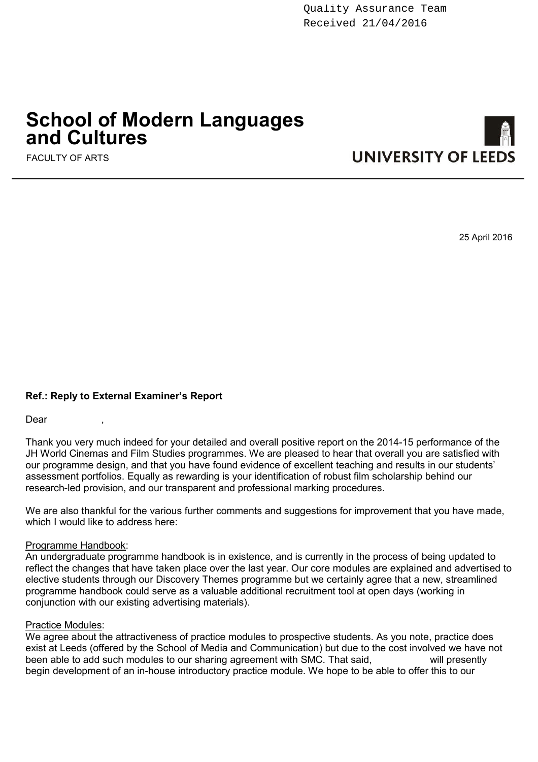Quality Assurance Team
Received 21/04/2016

# School of Modern Languages and Cultures

FACULTY OF ARTS

UNIVERSITY OF LEEDS

25 April 2016

**Ref.: Reply to External Examiner's Report**

Dear ,

Thank you very much indeed for your detailed and overall positive report on the 2014-15 performance of the JH World Cinemas and Film Studies programmes. We are pleased to hear that overall you are satisfied with our programme design, and that you have found evidence of excellent teaching and results in our students' assessment portfolios. Equally as rewarding is your identification of robust film scholarship behind our research-led provision, and our transparent and professional marking procedures.

We are also thankful for the various further comments and suggestions for improvement that you have made, which I would like to address here:

Programme Handbook:
An undergraduate programme handbook is in existence, and is currently in the process of being updated to reflect the changes that have taken place over the last year. Our core modules are explained and advertised to elective students through our Discovery Themes programme but we certainly agree that a new, streamlined programme handbook could serve as a valuable additional recruitment tool at open days (working in conjunction with our existing advertising materials).

Practice Modules:
We agree about the attractiveness of practice modules to prospective students. As you note, practice does exist at Leeds (offered by the School of Media and Communication) but due to the cost involved we have not been able to add such modules to our sharing agreement with SMC. That said, will presently begin development of an in-house introductory practice module. We hope to be able to offer this to our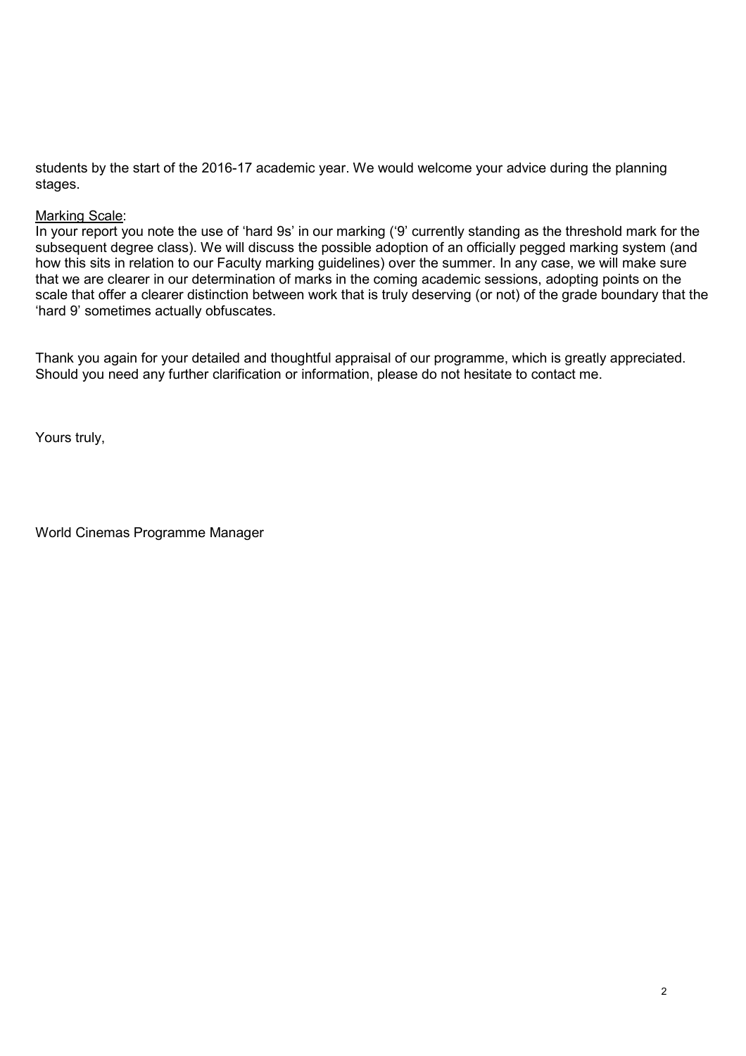students by the start of the 2016-17 academic year. We would welcome your advice during the planning stages.

Marking Scale:
In your report you note the use of 'hard 9s' in our marking ('9' currently standing as the threshold mark for the subsequent degree class). We will discuss the possible adoption of an officially pegged marking system (and how this sits in relation to our Faculty marking guidelines) over the summer. In any case, we will make sure that we are clearer in our determination of marks in the coming academic sessions, adopting points on the scale that offer a clearer distinction between work that is truly deserving (or not) of the grade boundary that the 'hard 9' sometimes actually obfuscates.

Thank you again for your detailed and thoughtful appraisal of our programme, which is greatly appreciated. Should you need any further clarification or information, please do not hesitate to contact me.

Yours truly,

World Cinemas Programme Manager